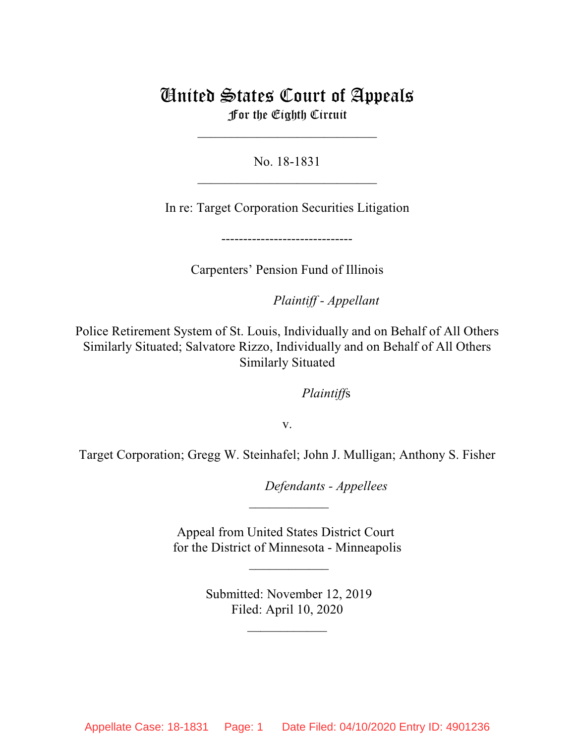# United States Court of Appeals
## For the Eighth Circuit

___________________________

No. 18-1831

___________________________

In re: Target Corporation Securities Litigation

------------------------------

Carpenters' Pension Fund of Illinois

*Plaintiff - Appellant*

Police Retirement System of St. Louis, Individually and on Behalf of All Others Similarly Situated; Salvatore Rizzo, Individually and on Behalf of All Others Similarly Situated

*Plaintiffs*

v.

Target Corporation; Gregg W. Steinhafel; John J. Mulligan; Anthony S. Fisher

*Defendants - Appellees*

____________

Appeal from United States District Court
for the District of Minnesota - Minneapolis

____________

Submitted: November 12, 2019
Filed: April 10, 2020

____________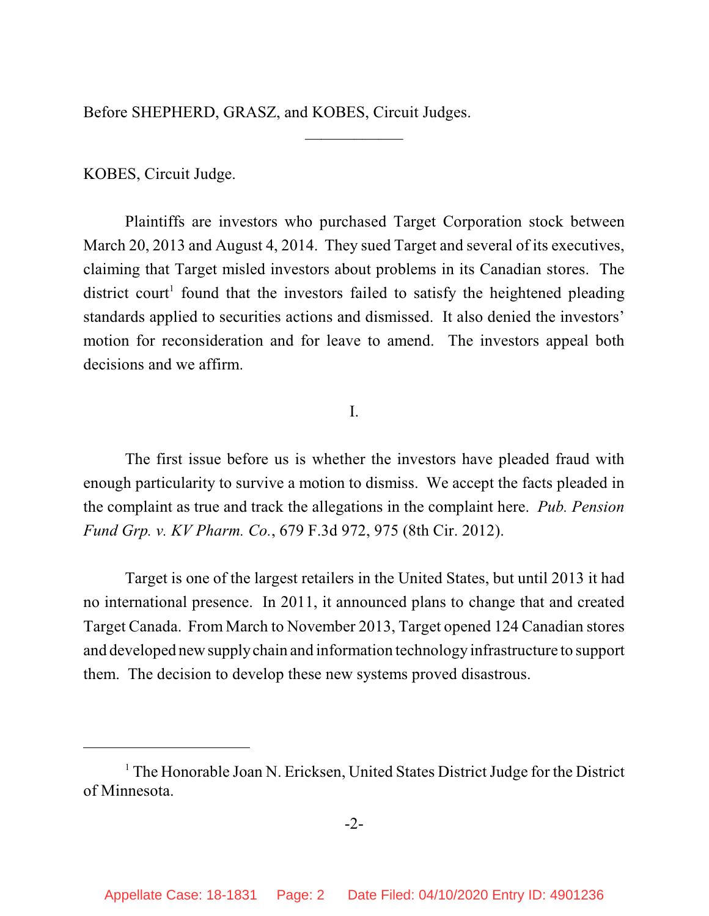Before SHEPHERD, GRASZ, and KOBES, Circuit Judges.

---

KOBES, Circuit Judge.

Plaintiffs are investors who purchased Target Corporation stock between March 20, 2013 and August 4, 2014. They sued Target and several of its executives, claiming that Target misled investors about problems in its Canadian stores. The district court[1] found that the investors failed to satisfy the heightened pleading standards applied to securities actions and dismissed. It also denied the investors' motion for reconsideration and for leave to amend. The investors appeal both decisions and we affirm.

I.

The first issue before us is whether the investors have pleaded fraud with enough particularity to survive a motion to dismiss. We accept the facts pleaded in the complaint as true and track the allegations in the complaint here. *Pub. Pension Fund Grp. v. KV Pharm. Co.*, 679 F.3d 972, 975 (8th Cir. 2012).

Target is one of the largest retailers in the United States, but until 2013 it had no international presence. In 2011, it announced plans to change that and created Target Canada. From March to November 2013, Target opened 124 Canadian stores and developed new supply chain and information technology infrastructure to support them. The decision to develop these new systems proved disastrous.

---

[1] The Honorable Joan N. Ericksen, United States District Judge for the District of Minnesota.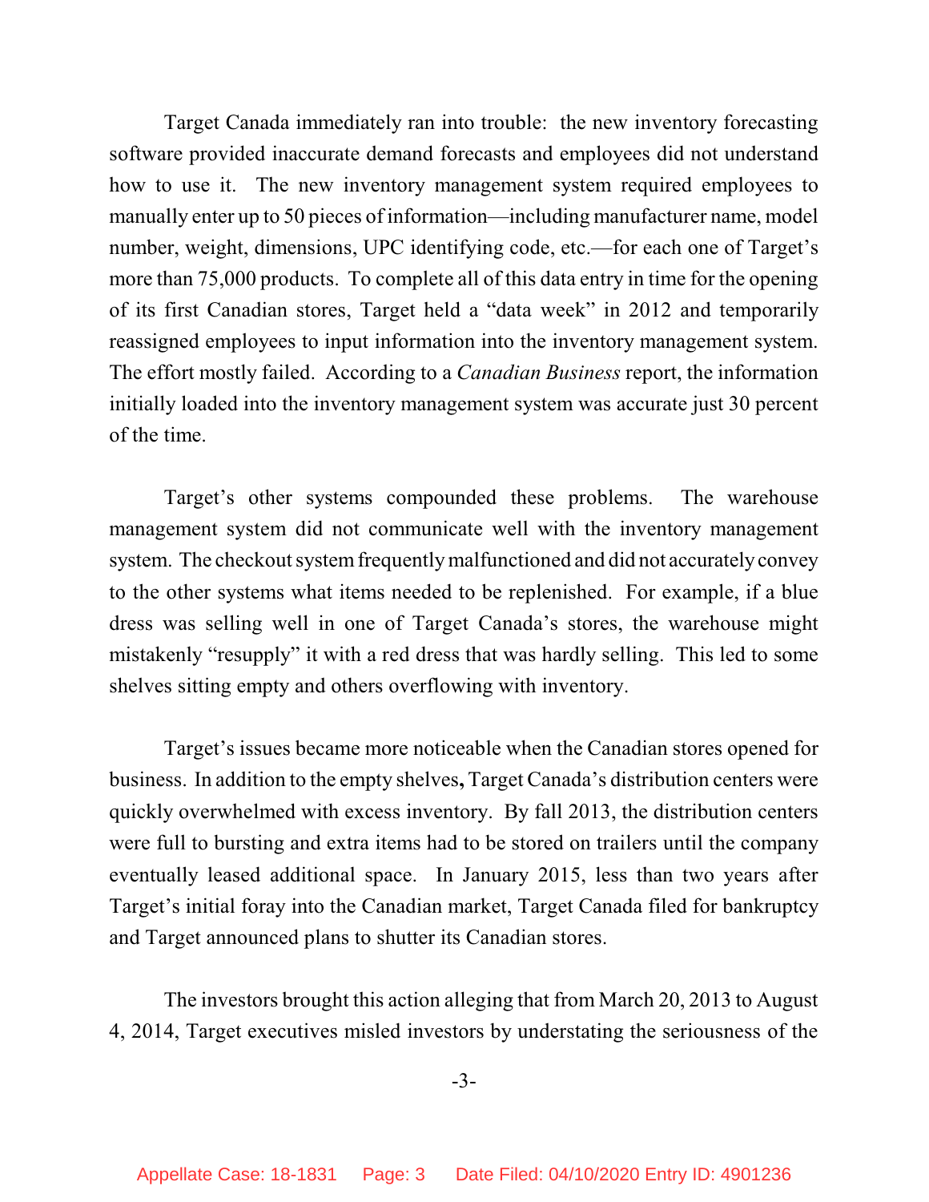Target Canada immediately ran into trouble: the new inventory forecasting software provided inaccurate demand forecasts and employees did not understand how to use it. The new inventory management system required employees to manually enter up to 50 pieces of information—including manufacturer name, model number, weight, dimensions, UPC identifying code, etc.—for each one of Target's more than 75,000 products. To complete all of this data entry in time for the opening of its first Canadian stores, Target held a "data week" in 2012 and temporarily reassigned employees to input information into the inventory management system. The effort mostly failed. According to a *Canadian Business* report, the information initially loaded into the inventory management system was accurate just 30 percent of the time.

Target's other systems compounded these problems. The warehouse management system did not communicate well with the inventory management system. The checkout system frequently malfunctioned and did not accurately convey to the other systems what items needed to be replenished. For example, if a blue dress was selling well in one of Target Canada's stores, the warehouse might mistakenly "resupply" it with a red dress that was hardly selling. This led to some shelves sitting empty and others overflowing with inventory.

Target's issues became more noticeable when the Canadian stores opened for business. In addition to the empty shelves**,** Target Canada's distribution centers were quickly overwhelmed with excess inventory. By fall 2013, the distribution centers were full to bursting and extra items had to be stored on trailers until the company eventually leased additional space. In January 2015, less than two years after Target's initial foray into the Canadian market, Target Canada filed for bankruptcy and Target announced plans to shutter its Canadian stores.

The investors brought this action alleging that from March 20, 2013 to August 4, 2014, Target executives misled investors by understating the seriousness of the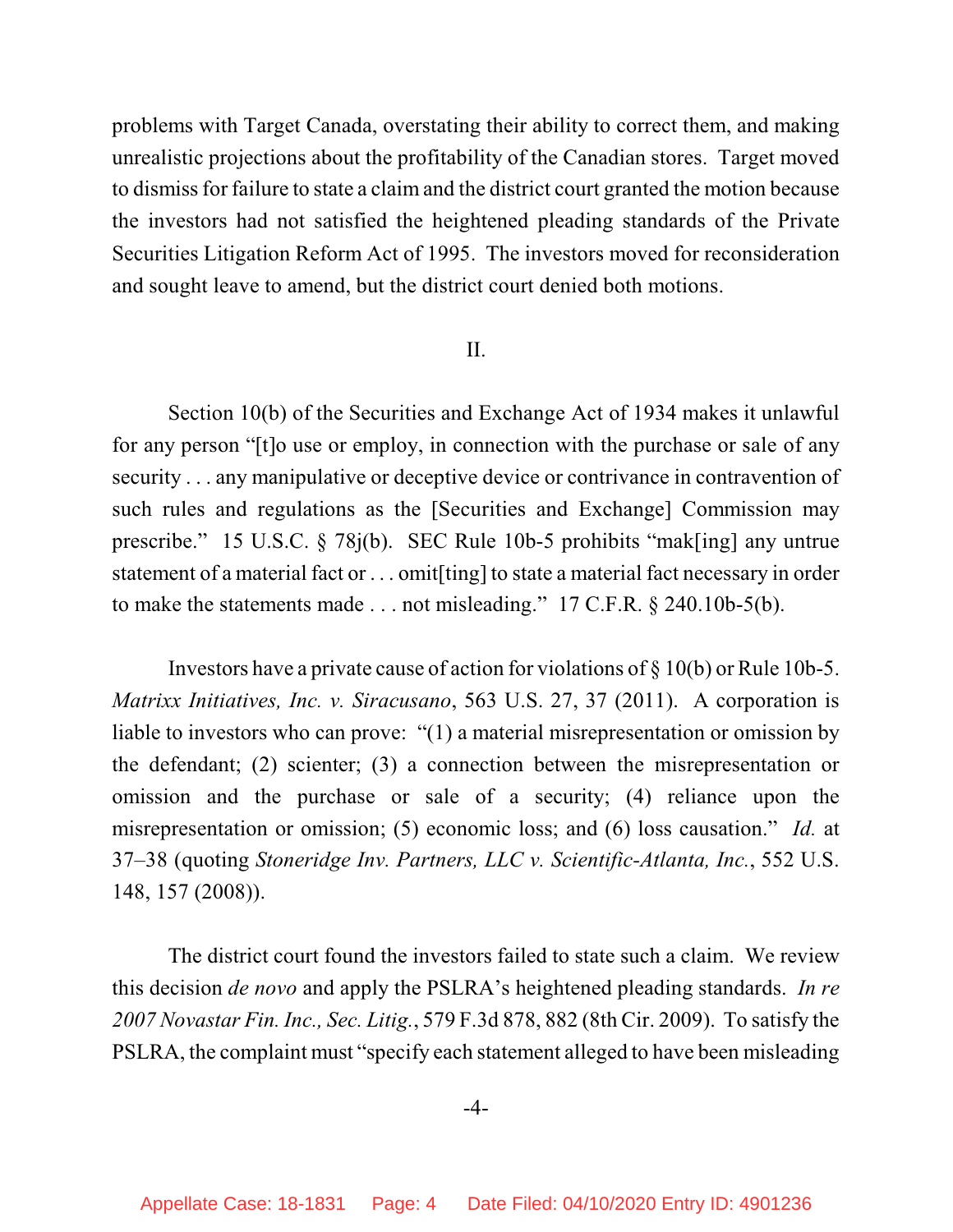problems with Target Canada, overstating their ability to correct them, and making unrealistic projections about the profitability of the Canadian stores. Target moved to dismiss for failure to state a claim and the district court granted the motion because the investors had not satisfied the heightened pleading standards of the Private Securities Litigation Reform Act of 1995. The investors moved for reconsideration and sought leave to amend, but the district court denied both motions.

## II.

Section 10(b) of the Securities and Exchange Act of 1934 makes it unlawful for any person "[t]o use or employ, in connection with the purchase or sale of any security . . . any manipulative or deceptive device or contrivance in contravention of such rules and regulations as the [Securities and Exchange] Commission may prescribe." 15 U.S.C. § 78j(b). SEC Rule 10b-5 prohibits "mak[ing] any untrue statement of a material fact or . . . omit[ting] to state a material fact necessary in order to make the statements made . . . not misleading." 17 C.F.R. § 240.10b-5(b).

Investors have a private cause of action for violations of § 10(b) or Rule 10b-5. *Matrixx Initiatives, Inc. v. Siracusano*, 563 U.S. 27, 37 (2011). A corporation is liable to investors who can prove: "(1) a material misrepresentation or omission by the defendant; (2) scienter; (3) a connection between the misrepresentation or omission and the purchase or sale of a security; (4) reliance upon the misrepresentation or omission; (5) economic loss; and (6) loss causation." *Id.* at 37–38 (quoting *Stoneridge Inv. Partners, LLC v. Scientific-Atlanta, Inc.*, 552 U.S. 148, 157 (2008)).

The district court found the investors failed to state such a claim. We review this decision *de novo* and apply the PSLRA's heightened pleading standards. *In re 2007 Novastar Fin. Inc., Sec. Litig.*, 579 F.3d 878, 882 (8th Cir. 2009). To satisfy the PSLRA, the complaint must "specify each statement alleged to have been misleading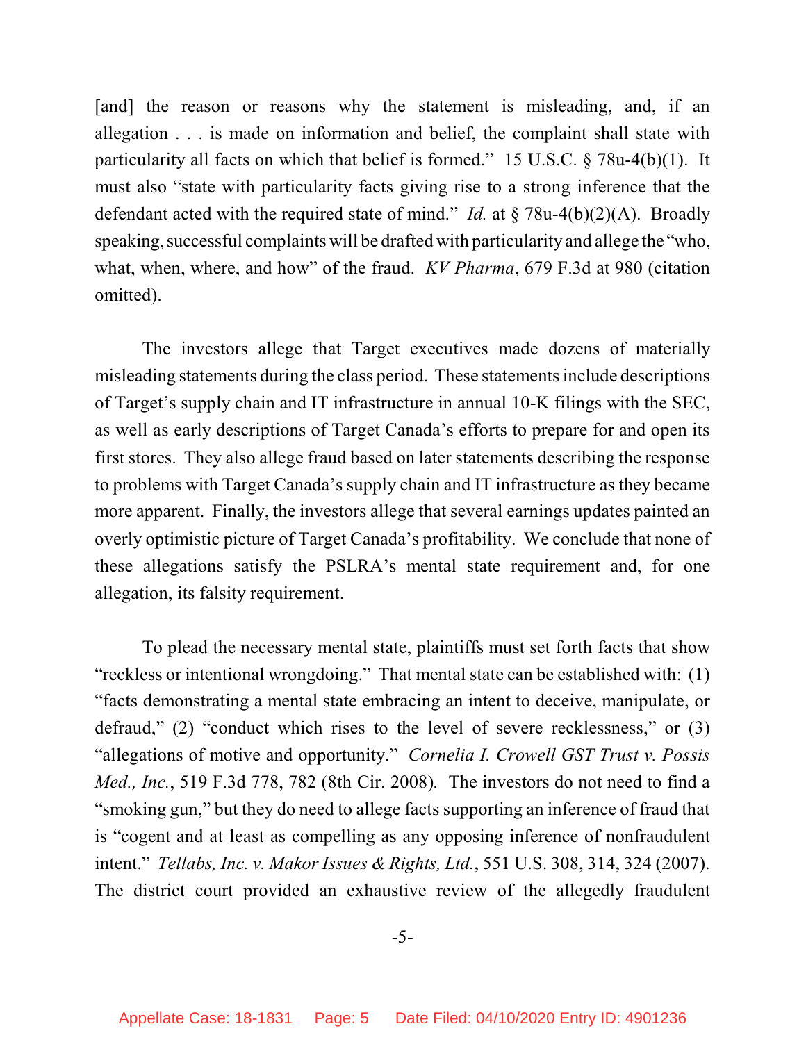[and] the reason or reasons why the statement is misleading, and, if an allegation . . . is made on information and belief, the complaint shall state with particularity all facts on which that belief is formed." 15 U.S.C. § 78u-4(b)(1). It must also "state with particularity facts giving rise to a strong inference that the defendant acted with the required state of mind." *Id.* at § 78u-4(b)(2)(A). Broadly speaking, successful complaints will be drafted with particularity and allege the "who, what, when, where, and how" of the fraud. *KV Pharma*, 679 F.3d at 980 (citation omitted).

The investors allege that Target executives made dozens of materially misleading statements during the class period. These statements include descriptions of Target's supply chain and IT infrastructure in annual 10-K filings with the SEC, as well as early descriptions of Target Canada's efforts to prepare for and open its first stores. They also allege fraud based on later statements describing the response to problems with Target Canada's supply chain and IT infrastructure as they became more apparent. Finally, the investors allege that several earnings updates painted an overly optimistic picture of Target Canada's profitability. We conclude that none of these allegations satisfy the PSLRA's mental state requirement and, for one allegation, its falsity requirement.

To plead the necessary mental state, plaintiffs must set forth facts that show "reckless or intentional wrongdoing." That mental state can be established with: (1) "facts demonstrating a mental state embracing an intent to deceive, manipulate, or defraud," (2) "conduct which rises to the level of severe recklessness," or (3) "allegations of motive and opportunity." *Cornelia I. Crowell GST Trust v. Possis Med., Inc.*, 519 F.3d 778, 782 (8th Cir. 2008). The investors do not need to find a "smoking gun," but they do need to allege facts supporting an inference of fraud that is "cogent and at least as compelling as any opposing inference of nonfraudulent intent." *Tellabs, Inc. v. Makor Issues & Rights, Ltd.*, 551 U.S. 308, 314, 324 (2007). The district court provided an exhaustive review of the allegedly fraudulent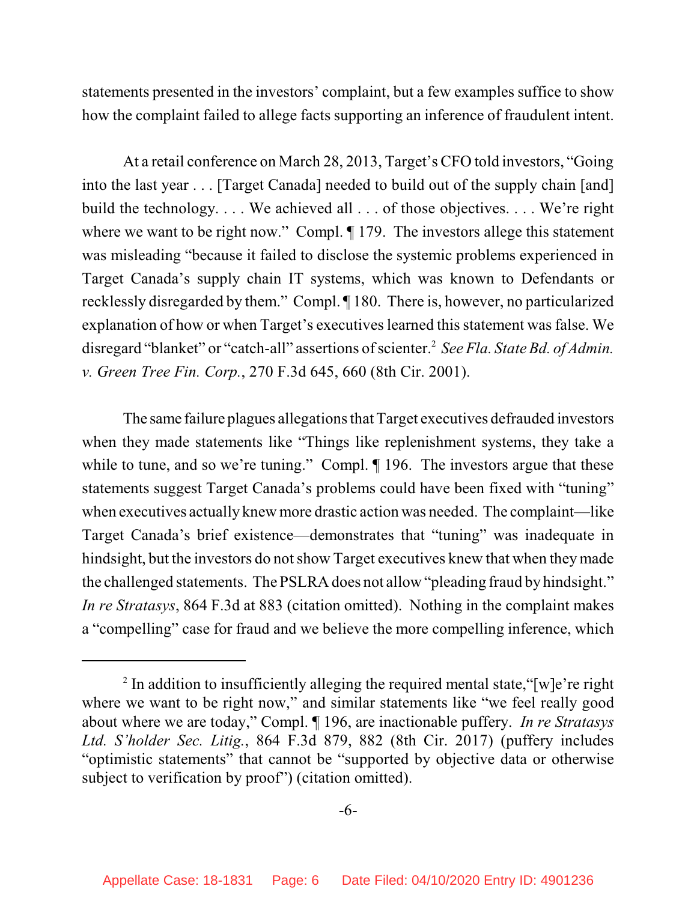statements presented in the investors' complaint, but a few examples suffice to show how the complaint failed to allege facts supporting an inference of fraudulent intent.

At a retail conference on March 28, 2013, Target's CFO told investors, "Going into the last year . . . [Target Canada] needed to build out of the supply chain [and] build the technology. . . . We achieved all . . . of those objectives. . . . We're right where we want to be right now." Compl. ¶ 179. The investors allege this statement was misleading "because it failed to disclose the systemic problems experienced in Target Canada's supply chain IT systems, which was known to Defendants or recklessly disregarded by them." Compl. ¶ 180. There is, however, no particularized explanation of how or when Target's executives learned this statement was false. We disregard "blanket" or "catch-all" assertions of scienter.[2] *See Fla. State Bd. of Admin. v. Green Tree Fin. Corp.*, 270 F.3d 645, 660 (8th Cir. 2001).

The same failure plagues allegations that Target executives defrauded investors when they made statements like "Things like replenishment systems, they take a while to tune, and so we're tuning." Compl. ¶ 196. The investors argue that these statements suggest Target Canada's problems could have been fixed with "tuning" when executives actually knew more drastic action was needed. The complaint—like Target Canada's brief existence—demonstrates that "tuning" was inadequate in hindsight, but the investors do not show Target executives knew that when they made the challenged statements. The PSLRA does not allow "pleading fraud by hindsight." *In re Stratasys*, 864 F.3d at 883 (citation omitted). Nothing in the complaint makes a "compelling" case for fraud and we believe the more compelling inference, which

[2] In addition to insufficiently alleging the required mental state, "[w]e're right where we want to be right now," and similar statements like "we feel really good about where we are today," Compl. ¶ 196, are inactionable puffery. *In re Stratasys Ltd. S'holder Sec. Litig.*, 864 F.3d 879, 882 (8th Cir. 2017) (puffery includes "optimistic statements" that cannot be "supported by objective data or otherwise subject to verification by proof") (citation omitted).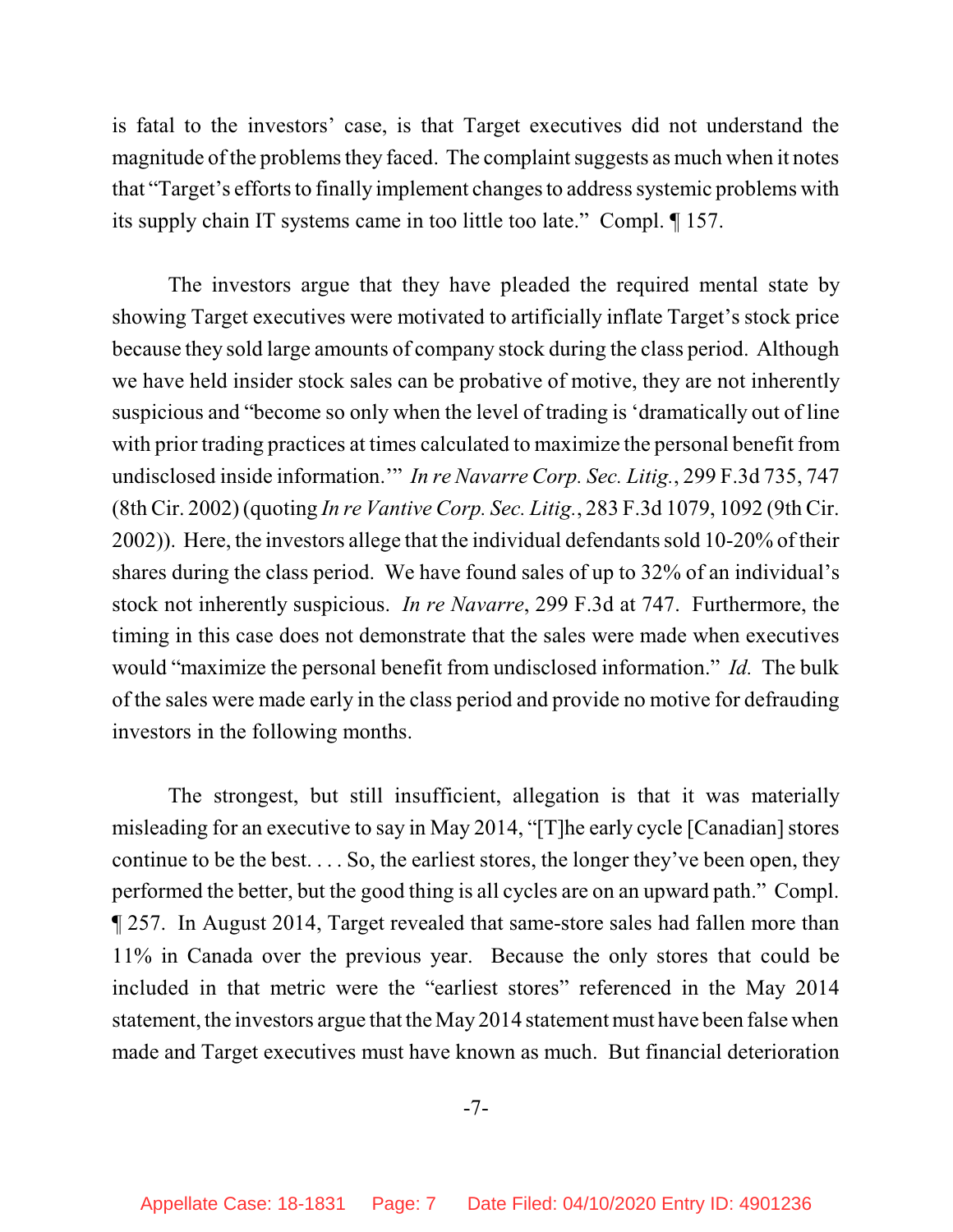is fatal to the investors' case, is that Target executives did not understand the magnitude of the problems they faced. The complaint suggests as much when it notes that "Target's efforts to finally implement changes to address systemic problems with its supply chain IT systems came in too little too late." Compl. ¶ 157.

The investors argue that they have pleaded the required mental state by showing Target executives were motivated to artificially inflate Target's stock price because they sold large amounts of company stock during the class period. Although we have held insider stock sales can be probative of motive, they are not inherently suspicious and "become so only when the level of trading is 'dramatically out of line with prior trading practices at times calculated to maximize the personal benefit from undisclosed inside information.'" *In re Navarre Corp. Sec. Litig.*, 299 F.3d 735, 747 (8th Cir. 2002) (quoting *In re Vantive Corp. Sec. Litig.*, 283 F.3d 1079, 1092 (9th Cir. 2002)). Here, the investors allege that the individual defendants sold 10-20% of their shares during the class period. We have found sales of up to 32% of an individual's stock not inherently suspicious. *In re Navarre*, 299 F.3d at 747. Furthermore, the timing in this case does not demonstrate that the sales were made when executives would "maximize the personal benefit from undisclosed information." *Id.* The bulk of the sales were made early in the class period and provide no motive for defrauding investors in the following months.

The strongest, but still insufficient, allegation is that it was materially misleading for an executive to say in May 2014, "[T]he early cycle [Canadian] stores continue to be the best. . . . So, the earliest stores, the longer they've been open, they performed the better, but the good thing is all cycles are on an upward path." Compl. ¶ 257. In August 2014, Target revealed that same-store sales had fallen more than 11% in Canada over the previous year. Because the only stores that could be included in that metric were the "earliest stores" referenced in the May 2014 statement, the investors argue that the May 2014 statement must have been false when made and Target executives must have known as much. But financial deterioration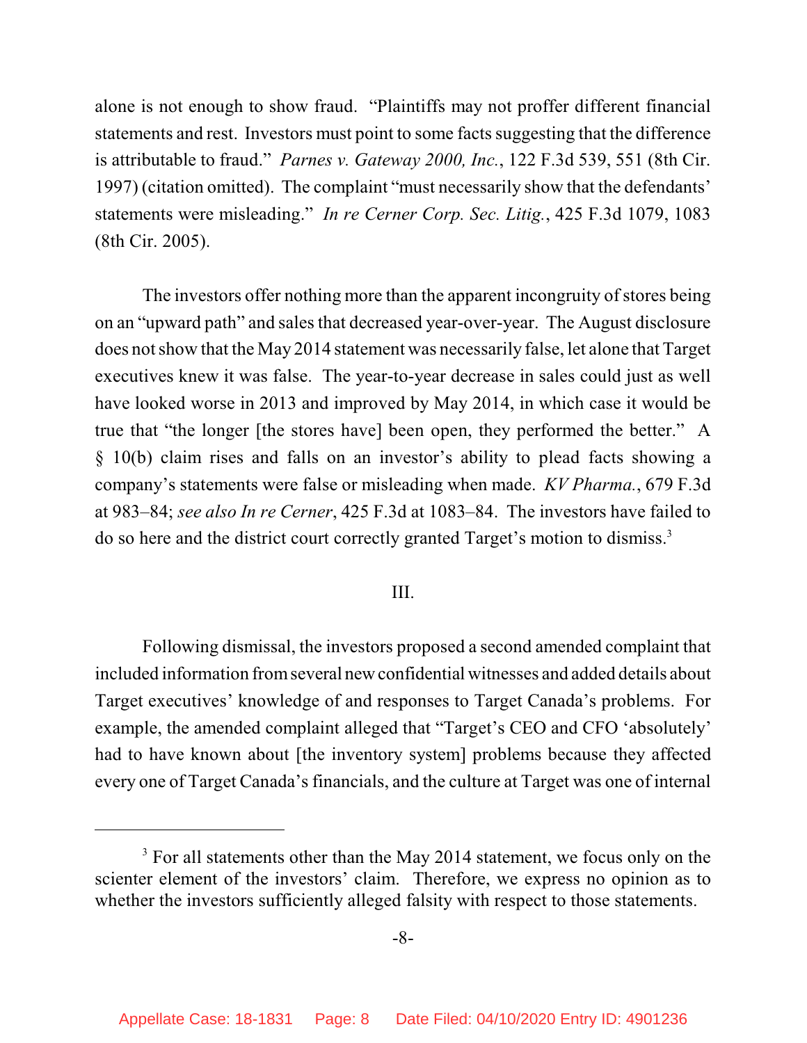alone is not enough to show fraud. "Plaintiffs may not proffer different financial statements and rest. Investors must point to some facts suggesting that the difference is attributable to fraud." *Parnes v. Gateway 2000, Inc.*, 122 F.3d 539, 551 (8th Cir. 1997) (citation omitted). The complaint "must necessarily show that the defendants' statements were misleading." *In re Cerner Corp. Sec. Litig.*, 425 F.3d 1079, 1083 (8th Cir. 2005).

The investors offer nothing more than the apparent incongruity of stores being on an "upward path" and sales that decreased year-over-year. The August disclosure does not show that the May 2014 statement was necessarily false, let alone that Target executives knew it was false. The year-to-year decrease in sales could just as well have looked worse in 2013 and improved by May 2014, in which case it would be true that "the longer [the stores have] been open, they performed the better." A § 10(b) claim rises and falls on an investor's ability to plead facts showing a company's statements were false or misleading when made. *KV Pharma.*, 679 F.3d at 983–84; *see also In re Cerner*, 425 F.3d at 1083–84. The investors have failed to do so here and the district court correctly granted Target's motion to dismiss.[3]

III.

Following dismissal, the investors proposed a second amended complaint that included information from several new confidential witnesses and added details about Target executives' knowledge of and responses to Target Canada's problems. For example, the amended complaint alleged that "Target's CEO and CFO 'absolutely' had to have known about [the inventory system] problems because they affected every one of Target Canada's financials, and the culture at Target was one of internal

---

[3] For all statements other than the May 2014 statement, we focus only on the scienter element of the investors' claim. Therefore, we express no opinion as to whether the investors sufficiently alleged falsity with respect to those statements.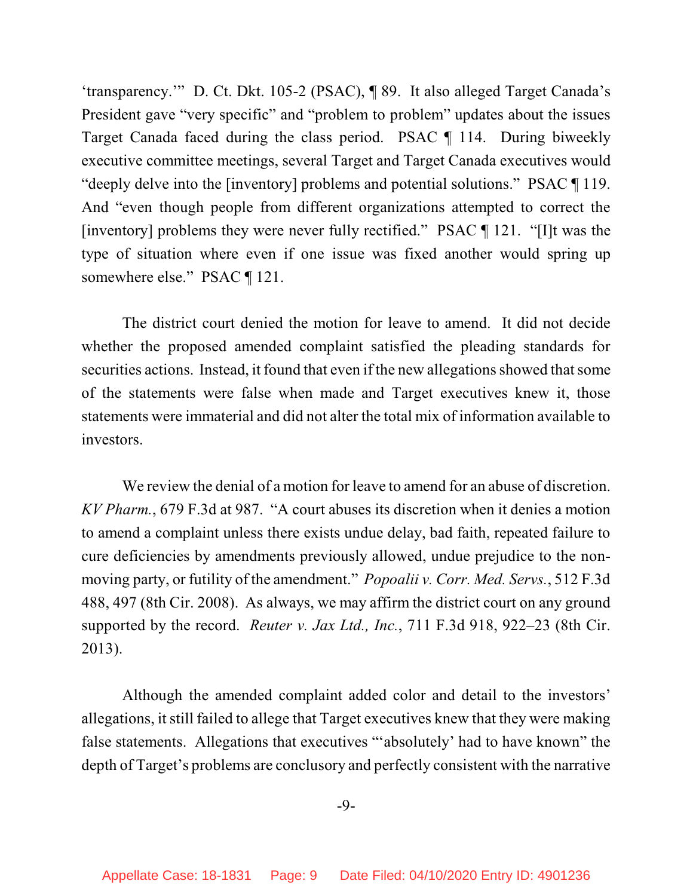'transparency.'" D. Ct. Dkt. 105-2 (PSAC), ¶ 89. It also alleged Target Canada's President gave "very specific" and "problem to problem" updates about the issues Target Canada faced during the class period. PSAC ¶ 114. During biweekly executive committee meetings, several Target and Target Canada executives would "deeply delve into the [inventory] problems and potential solutions." PSAC ¶ 119. And "even though people from different organizations attempted to correct the [inventory] problems they were never fully rectified." PSAC ¶ 121. "[I]t was the type of situation where even if one issue was fixed another would spring up somewhere else." PSAC ¶ 121.

The district court denied the motion for leave to amend. It did not decide whether the proposed amended complaint satisfied the pleading standards for securities actions. Instead, it found that even if the new allegations showed that some of the statements were false when made and Target executives knew it, those statements were immaterial and did not alter the total mix of information available to investors.

We review the denial of a motion for leave to amend for an abuse of discretion. *KV Pharm.*, 679 F.3d at 987. "A court abuses its discretion when it denies a motion to amend a complaint unless there exists undue delay, bad faith, repeated failure to cure deficiencies by amendments previously allowed, undue prejudice to the non-moving party, or futility of the amendment." *Popoalii v. Corr. Med. Servs.*, 512 F.3d 488, 497 (8th Cir. 2008). As always, we may affirm the district court on any ground supported by the record. *Reuter v. Jax Ltd., Inc.*, 711 F.3d 918, 922–23 (8th Cir. 2013).

Although the amended complaint added color and detail to the investors' allegations, it still failed to allege that Target executives knew that they were making false statements. Allegations that executives "'absolutely' had to have known" the depth of Target's problems are conclusory and perfectly consistent with the narrative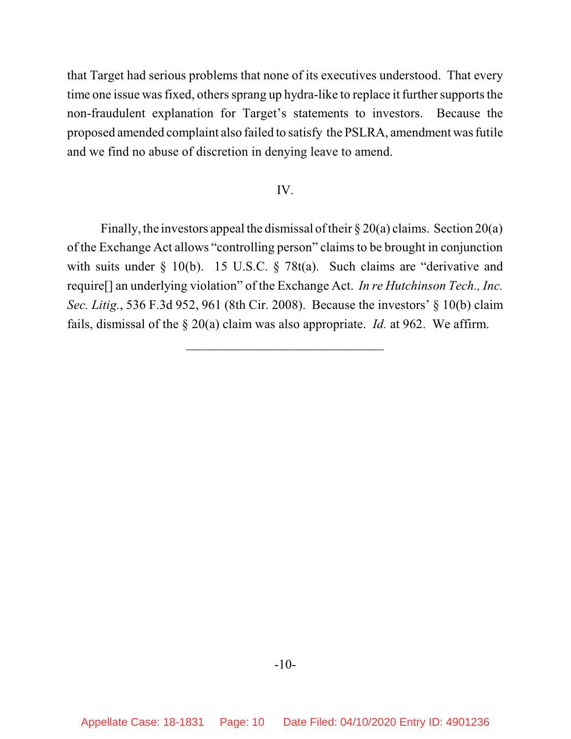that Target had serious problems that none of its executives understood. That every time one issue was fixed, others sprang up hydra-like to replace it further supports the non-fraudulent explanation for Target's statements to investors. Because the proposed amended complaint also failed to satisfy the PSLRA, amendment was futile and we find no abuse of discretion in denying leave to amend.

IV.

Finally, the investors appeal the dismissal of their § 20(a) claims. Section 20(a) of the Exchange Act allows "controlling person" claims to be brought in conjunction with suits under § 10(b). 15 U.S.C. § 78t(a). Such claims are "derivative and require[] an underlying violation" of the Exchange Act. *In re Hutchinson Tech., Inc. Sec. Litig.*, 536 F.3d 952, 961 (8th Cir. 2008). Because the investors' § 10(b) claim fails, dismissal of the § 20(a) claim was also appropriate. *Id.* at 962. We affirm.

______________________________